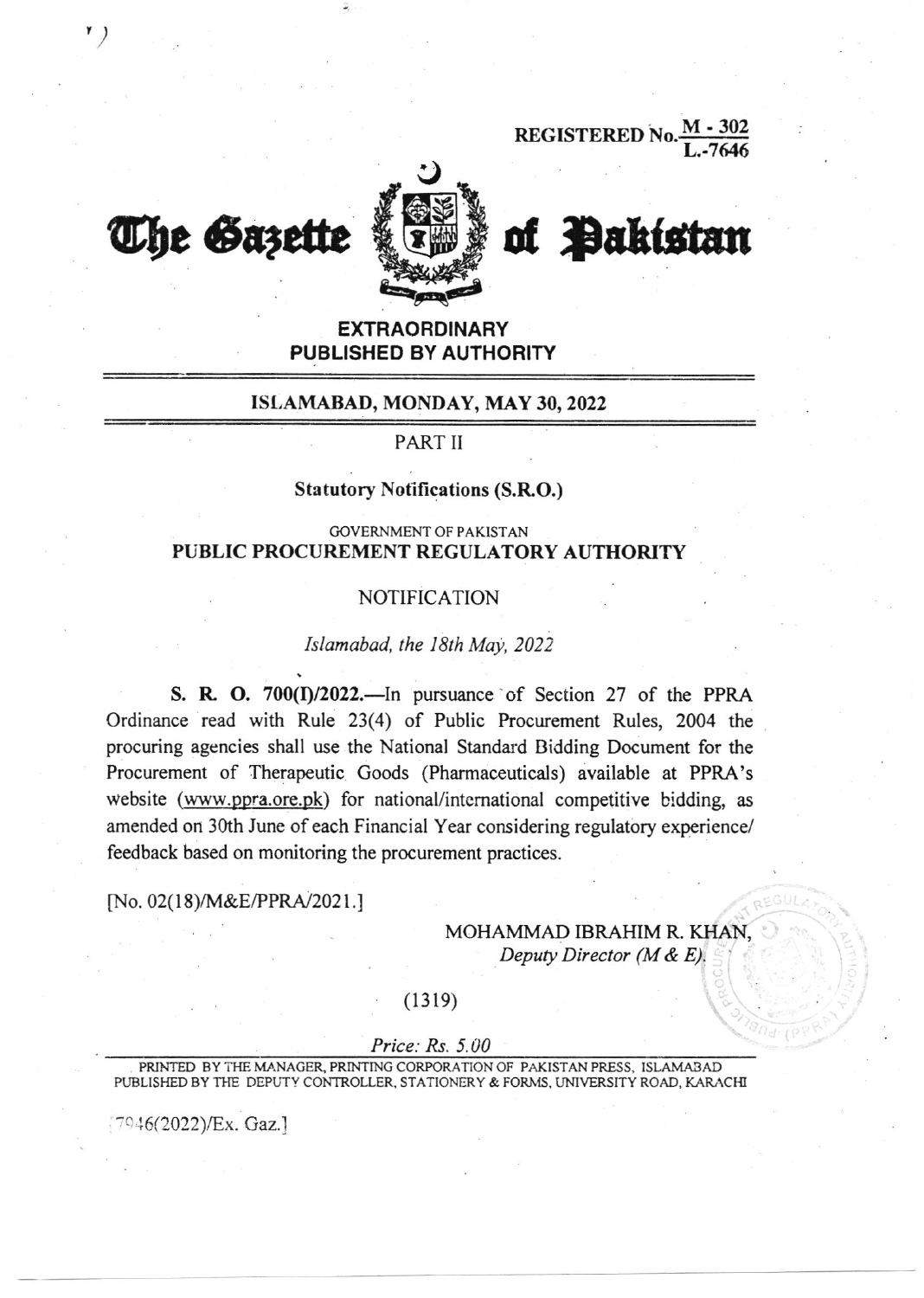REGISTERED No. M - 302 / L.-7646

# The Gazette of Pakistan

**EXTRAORDINARY**
**PUBLISHED BY AUTHORITY**

**ISLAMABAD, MONDAY, MAY 30, 2022**

PART II

**Statutory Notifications (S.R.O.)**

GOVERNMENT OF PAKISTAN
**PUBLIC PROCUREMENT REGULATORY AUTHORITY**

NOTIFICATION

*Islamabad, the 18th May, 2022*

**S. R. O. 700(I)/2022.**—In pursuance of Section 27 of the PPRA Ordinance read with Rule 23(4) of Public Procurement Rules, 2004 the procuring agencies shall use the National Standard Bidding Document for the Procurement of Therapeutic Goods (Pharmaceuticals) available at PPRA's website (www.ppra.ore.pk) for national/international competitive bidding, as amended on 30th June of each Financial Year considering regulatory experience/ feedback based on monitoring the procurement practices.

[No. 02(18)/M&E/PPRA/2021.]

MOHAMMAD IBRAHIM R. KHAN,
*Deputy Director (M & E).*

(1319)

*Price: Rs. 5.00*

PRINTED BY THE MANAGER, PRINTING CORPORATION OF PAKISTAN PRESS, ISLAMABAD
PUBLISHED BY THE DEPUTY CONTROLLER, STATIONERY & FORMS, UNIVERSITY ROAD, KARACHI

[7946(2022)/Ex. Gaz.]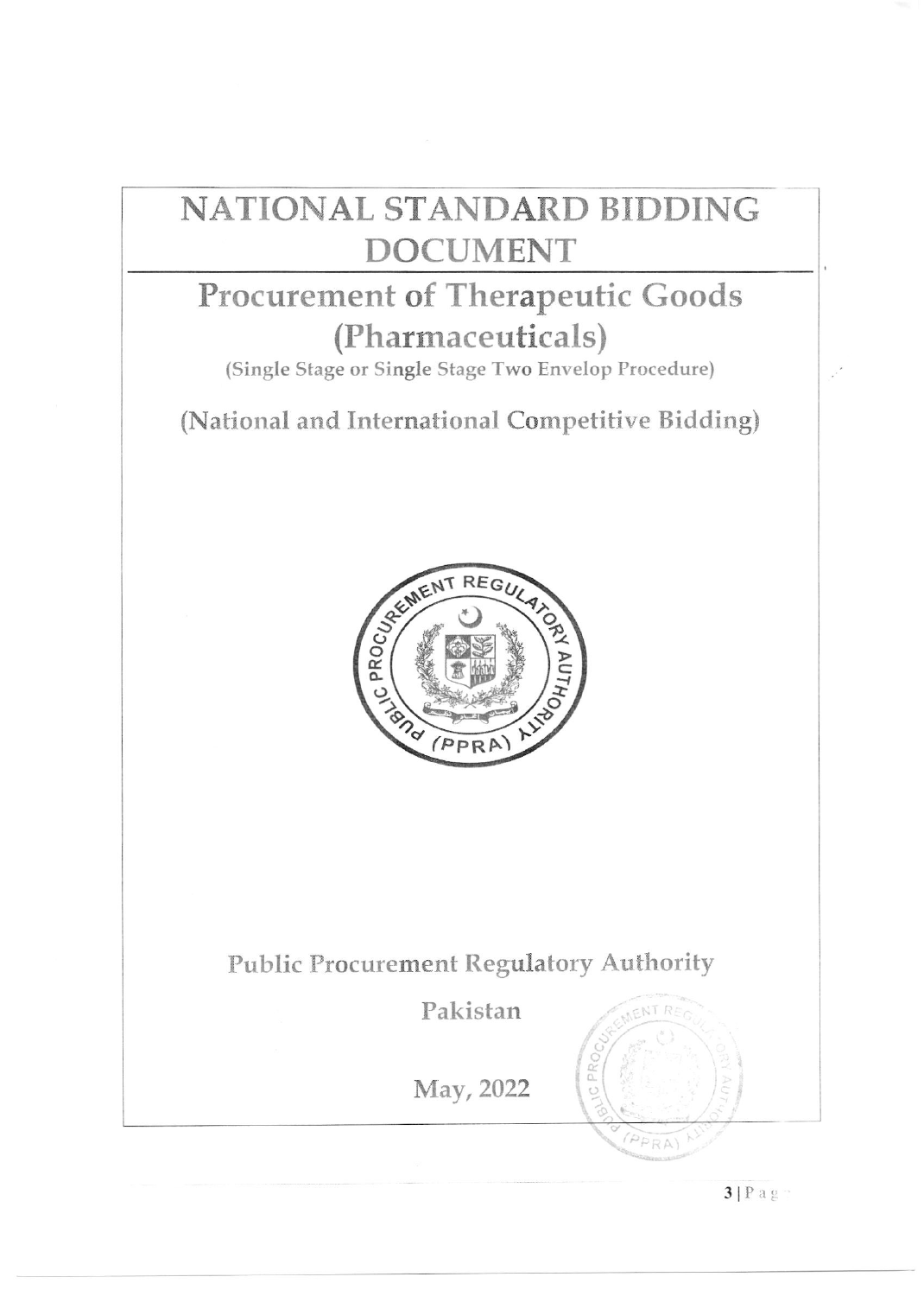# NATIONAL STANDARD BIDDING DOCUMENT

## Procurement of Therapeutic Goods (Pharmaceuticals)

(Single Stage or Single Stage Two Envelop Procedure)

## (National and International Competitive Bidding)

Public Procurement Regulatory Authority

Pakistan

May, 2022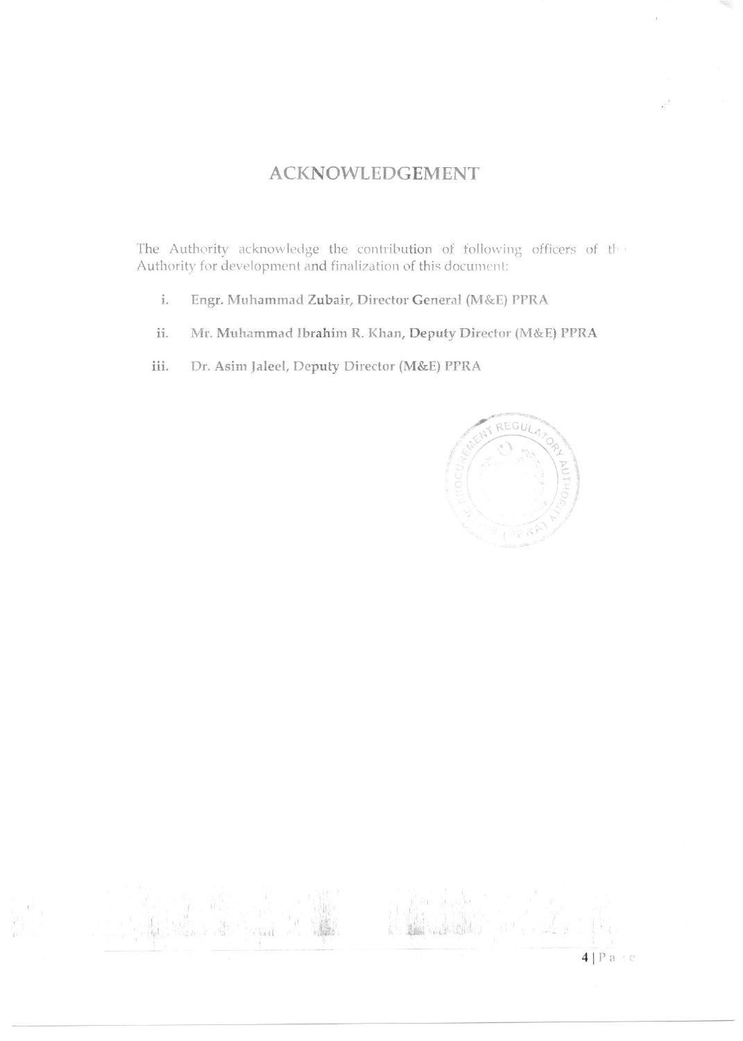# ACKNOWLEDGEMENT

The Authority acknowledge the contribution of following officers of the Authority for development and finalization of this document:

i. **Engr. Muhammad Zubair, Director General (M&E) PPRA**

ii. Mr. Muhammad Ibrahim R. Khan, **Deputy Director (M&E) PPRA**

iii. Dr. Asim Jaleel, Deputy Director (M&E) PPRA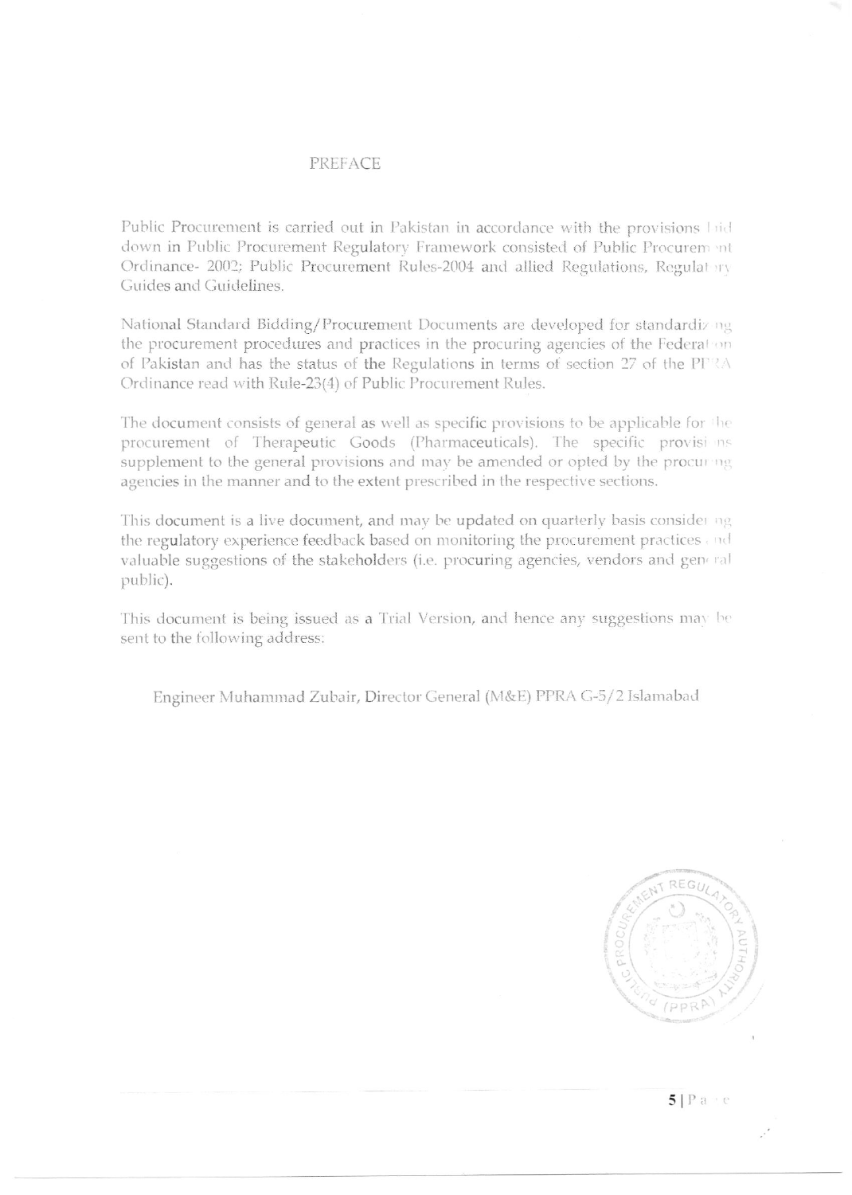# PREFACE

Public Procurement is carried out in Pakistan in accordance with the provisions laid down in Public Procurement Regulatory Framework consisted of Public Procurement Ordinance- 2002; Public Procurement Rules-2004 and allied Regulations, Regulatory Guides and Guidelines.

National Standard Bidding/Procurement Documents are developed for standardizing the procurement procedures and practices in the procuring agencies of the Federation of Pakistan and has the status of the Regulations in terms of section 27 of the PPRA Ordinance read with Rule-23(4) of Public Procurement Rules.

The document consists of general as well as specific provisions to be applicable for the procurement of Therapeutic Goods (Pharmaceuticals). The specific provisions supplement to the general provisions and may be amended or opted by the procuring agencies in the manner and to the extent prescribed in the respective sections.

This document is a live document, and may be updated on quarterly basis considering the regulatory experience feedback based on monitoring the procurement practices and valuable suggestions of the stakeholders (i.e. procuring agencies, vendors and general public).

This document is being issued as a Trial Version, and hence any suggestions may be sent to the following address:

Engineer Muhammad Zubair, Director General (M&E) PPRA G-5/2 Islamabad